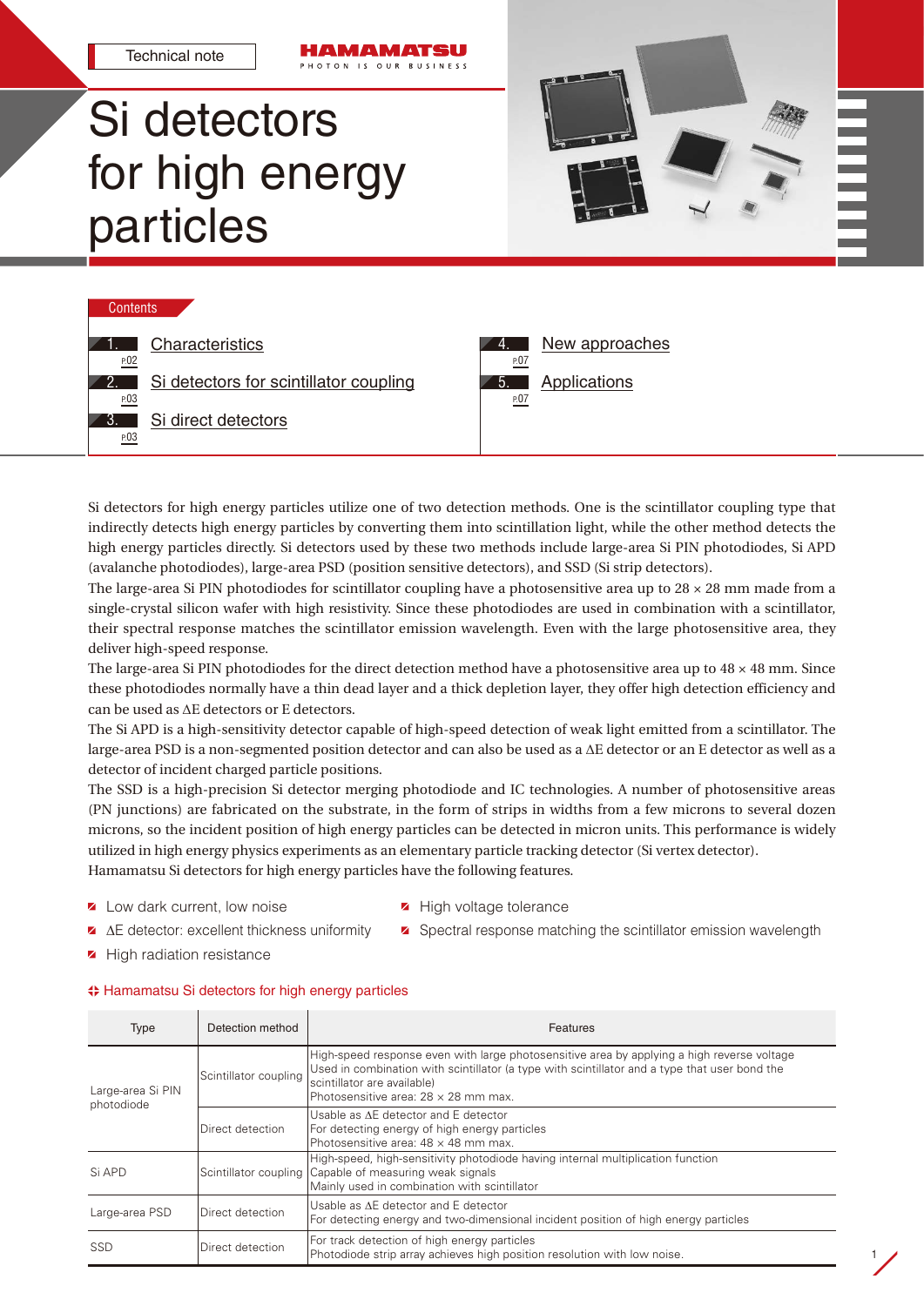Technical note

HAMAMATSU
PHOTON IS OUR BUSINESS

# Si detectors for high energy particles

## Contents

1. Characteristics P02
2. Si detectors for scintillator coupling P03
3. Si direct detectors P03
4. New approaches P07
5. Applications P07

Si detectors for high energy particles utilize one of two detection methods. One is the scintillator coupling type that indirectly detects high energy particles by converting them into scintillation light, while the other method detects the high energy particles directly. Si detectors used by these two methods include large-area Si PIN photodiodes, Si APD (avalanche photodiodes), large-area PSD (position sensitive detectors), and SSD (Si strip detectors).

The large-area Si PIN photodiodes for scintillator coupling have a photosensitive area up to 28 × 28 mm made from a single-crystal silicon wafer with high resistivity. Since these photodiodes are used in combination with a scintillator, their spectral response matches the scintillator emission wavelength. Even with the large photosensitive area, they deliver high-speed response.

The large-area Si PIN photodiodes for the direct detection method have a photosensitive area up to 48 × 48 mm. Since these photodiodes normally have a thin dead layer and a thick depletion layer, they offer high detection efficiency and can be used as ΔE detectors or E detectors.

The Si APD is a high-sensitivity detector capable of high-speed detection of weak light emitted from a scintillator. The large-area PSD is a non-segmented position detector and can also be used as a ΔE detector or an E detector as well as a detector of incident charged particle positions.

The SSD is a high-precision Si detector merging photodiode and IC technologies. A number of photosensitive areas (PN junctions) are fabricated on the substrate, in the form of strips in widths from a few microns to several dozen microns, so the incident position of high energy particles can be detected in micron units. This performance is widely utilized in high energy physics experiments as an elementary particle tracking detector (Si vertex detector).

Hamamatsu Si detectors for high energy particles have the following features.

- Low dark current, low noise
- ΔE detector: excellent thickness uniformity
- High radiation resistance
- High voltage tolerance
- Spectral response matching the scintillator emission wavelength

### Hamamatsu Si detectors for high energy particles

| Type | Detection method | Features |
|---|---|---|
| Large-area Si PIN photodiode | Scintillator coupling | High-speed response even with large photosensitive area by applying a high reverse voltage<br>Used in combination with scintillator (a type with scintillator and a type that user bond the scintillator are available)<br>Photosensitive area: 28 × 28 mm max. |
| | Direct detection | Usable as ΔE detector and E detector<br>For detecting energy of high energy particles<br>Photosensitive area: 48 × 48 mm max. |
| Si APD | Scintillator coupling | High-speed, high-sensitivity photodiode having internal multiplication function<br>Capable of measuring weak signals<br>Mainly used in combination with scintillator |
| Large-area PSD | Direct detection | Usable as ΔE detector and E detector<br>For detecting energy and two-dimensional incident position of high energy particles |
| SSD | Direct detection | For track detection of high energy particles<br>Photodiode strip array achieves high position resolution with low noise. |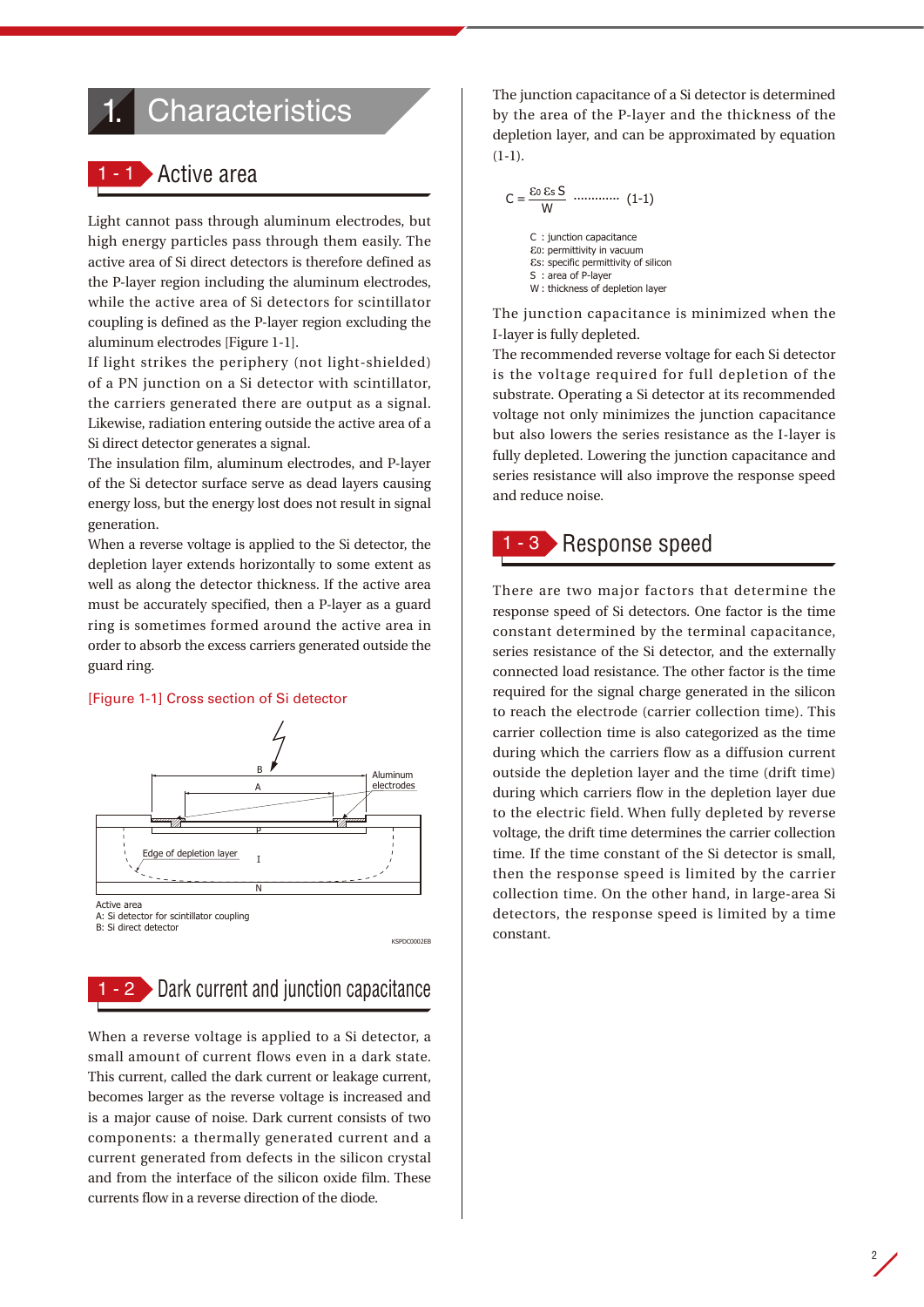# 1. Characteristics

## 1 - 1 Active area

Light cannot pass through aluminum electrodes, but high energy particles pass through them easily. The active area of Si direct detectors is therefore defined as the P-layer region including the aluminum electrodes, while the active area of Si detectors for scintillator coupling is defined as the P-layer region excluding the aluminum electrodes [Figure 1-1].

If light strikes the periphery (not light-shielded) of a PN junction on a Si detector with scintillator, the carriers generated there are output as a signal. Likewise, radiation entering outside the active area of a Si direct detector generates a signal.

The insulation film, aluminum electrodes, and P-layer of the Si detector surface serve as dead layers causing energy loss, but the energy lost does not result in signal generation.

When a reverse voltage is applied to the Si detector, the depletion layer extends horizontally to some extent as well as along the detector thickness. If the active area must be accurately specified, then a P-layer as a guard ring is sometimes formed around the active area in order to absorb the excess carriers generated outside the guard ring.

[Figure 1-1] Cross section of Si detector

Active area
A: Si detector for scintillator coupling
B: Si direct detector

## 1 - 2 Dark current and junction capacitance

When a reverse voltage is applied to a Si detector, a small amount of current flows even in a dark state. This current, called the dark current or leakage current, becomes larger as the reverse voltage is increased and is a major cause of noise. Dark current consists of two components: a thermally generated current and a current generated from defects in the silicon crystal and from the interface of the silicon oxide film. These currents flow in a reverse direction of the diode.

The junction capacitance of a Si detector is determined by the area of the P-layer and the thickness of the depletion layer, and can be approximated by equation (1-1).

$$C = \frac{\varepsilon_0 \varepsilon_s S}{W} \quad \cdots\cdots\cdots\cdots \text{(1-1)}$$

C : junction capacitance
$\varepsilon_0$: permittivity in vacuum
$\varepsilon_s$: specific permittivity of silicon
S : area of P-layer
W : thickness of depletion layer

The junction capacitance is minimized when the I-layer is fully depleted.

The recommended reverse voltage for each Si detector is the voltage required for full depletion of the substrate. Operating a Si detector at its recommended voltage not only minimizes the junction capacitance but also lowers the series resistance as the I-layer is fully depleted. Lowering the junction capacitance and series resistance will also improve the response speed and reduce noise.

## 1 - 3 Response speed

There are two major factors that determine the response speed of Si detectors. One factor is the time constant determined by the terminal capacitance, series resistance of the Si detector, and the externally connected load resistance. The other factor is the time required for the signal charge generated in the silicon to reach the electrode (carrier collection time). This carrier collection time is also categorized as the time during which the carriers flow as a diffusion current outside the depletion layer and the time (drift time) during which carriers flow in the depletion layer due to the electric field. When fully depleted by reverse voltage, the drift time determines the carrier collection time. If the time constant of the Si detector is small, then the response speed is limited by the carrier collection time. On the other hand, in large-area Si detectors, the response speed is limited by a time constant.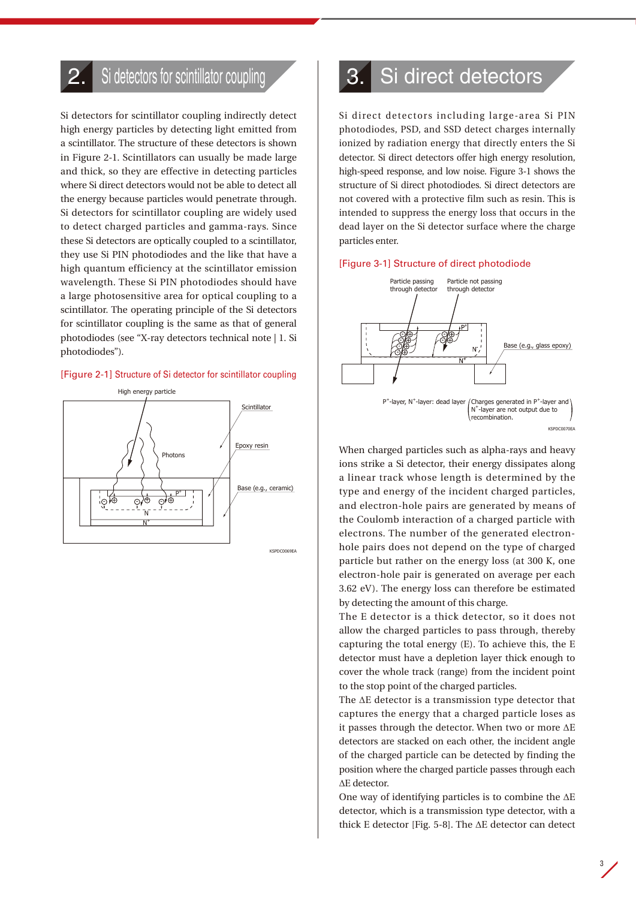## 2. Si detectors for scintillator coupling

Si detectors for scintillator coupling indirectly detect high energy particles by detecting light emitted from a scintillator. The structure of these detectors is shown in Figure 2-1. Scintillators can usually be made large and thick, so they are effective in detecting particles where Si direct detectors would not be able to detect all the energy because particles would penetrate through. Si detectors for scintillator coupling are widely used to detect charged particles and gamma-rays. Since these Si detectors are optically coupled to a scintillator, they use Si PIN photodiodes and the like that have a high quantum efficiency at the scintillator emission wavelength. These Si PIN photodiodes should have a large photosensitive area for optical coupling to a scintillator. The operating principle of the Si detectors for scintillator coupling is the same as that of general photodiodes (see "X-ray detectors technical note | 1. Si photodiodes").

[Figure 2-1] Structure of Si detector for scintillator coupling

## 3. Si direct detectors

Si direct detectors including large-area Si PIN photodiodes, PSD, and SSD detect charges internally ionized by radiation energy that directly enters the Si detector. Si direct detectors offer high energy resolution, high-speed response, and low noise. Figure 3-1 shows the structure of Si direct photodiodes. Si direct detectors are not covered with a protective film such as resin. This is intended to suppress the energy loss that occurs in the dead layer on the Si detector surface where the charge particles enter.

[Figure 3-1] Structure of direct photodiode

When charged particles such as alpha-rays and heavy ions strike a Si detector, their energy dissipates along a linear track whose length is determined by the type and energy of the incident charged particles, and electron-hole pairs are generated by means of the Coulomb interaction of a charged particle with electrons. The number of the generated electron-hole pairs does not depend on the type of charged particle but rather on the energy loss (at 300 K, one electron-hole pair is generated on average per each 3.62 eV). The energy loss can therefore be estimated by detecting the amount of this charge.

The E detector is a thick detector, so it does not allow the charged particles to pass through, thereby capturing the total energy (E). To achieve this, the E detector must have a depletion layer thick enough to cover the whole track (range) from the incident point to the stop point of the charged particles.

The ΔE detector is a transmission type detector that captures the energy that a charged particle loses as it passes through the detector. When two or more ΔE detectors are stacked on each other, the incident angle of the charged particle can be detected by finding the position where the charged particle passes through each ΔE detector.

One way of identifying particles is to combine the ΔE detector, which is a transmission type detector, with a thick E detector [Fig. 5-8]. The ΔE detector can detect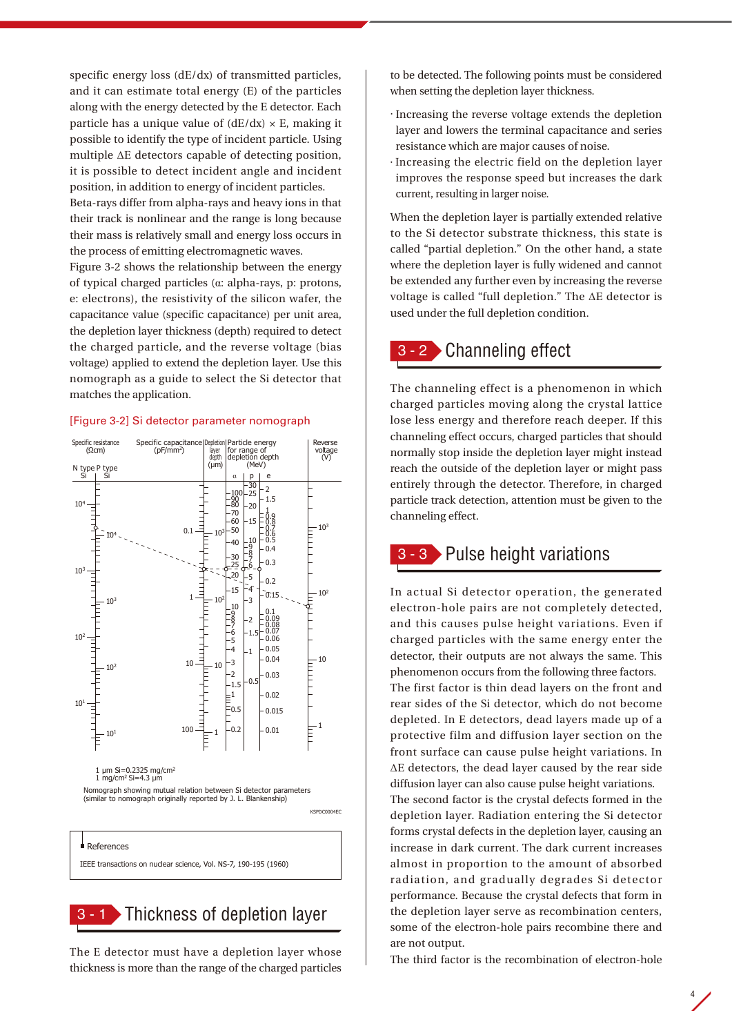specific energy loss (dE/dx) of transmitted particles, and it can estimate total energy (E) of the particles along with the energy detected by the E detector. Each particle has a unique value of (dE/dx) × E, making it possible to identify the type of incident particle. Using multiple ΔE detectors capable of detecting position, it is possible to detect incident angle and incident position, in addition to energy of incident particles.
Beta-rays differ from alpha-rays and heavy ions in that their track is nonlinear and the range is long because their mass is relatively small and energy loss occurs in the process of emitting electromagnetic waves.
Figure 3-2 shows the relationship between the energy of typical charged particles (α: alpha-rays, p: protons, e: electrons), the resistivity of the silicon wafer, the capacitance value (specific capacitance) per unit area, the depletion layer thickness (depth) required to detect the charged particle, and the reverse voltage (bias voltage) applied to extend the depletion layer. Use this nomograph as a guide to select the Si detector that matches the application.

[Figure 3-2] Si detector parameter nomograph

Specific resistance (Ωcm) | Specific capacitance (pF/mm²) | Depletion layer depth (µm) | Particle energy for range of depletion depth (MeV) | Reverse voltage (V)

1 µm Si=0.2325 mg/cm²
1 mg/cm² Si=4.3 µm

Nomograph showing mutual relation between Si detector parameters (similar to nomograph originally reported by J. L. Blankenship)

KSPDC0004EC

**References**

IEEE transactions on nuclear science, Vol. NS-7, 190-195 (1960)

## 3 - 1 Thickness of depletion layer

The E detector must have a depletion layer whose thickness is more than the range of the charged particles to be detected. The following points must be considered when setting the depletion layer thickness.

- Increasing the reverse voltage extends the depletion layer and lowers the terminal capacitance and series resistance which are major causes of noise.
- Increasing the electric field on the depletion layer improves the response speed but increases the dark current, resulting in larger noise.

When the depletion layer is partially extended relative to the Si detector substrate thickness, this state is called "partial depletion." On the other hand, a state where the depletion layer is fully widened and cannot be extended any further even by increasing the reverse voltage is called "full depletion." The ΔE detector is used under the full depletion condition.

## 3 - 2 Channeling effect

The channeling effect is a phenomenon in which charged particles moving along the crystal lattice lose less energy and therefore reach deeper. If this channeling effect occurs, charged particles that should normally stop inside the depletion layer might instead reach the outside of the depletion layer or might pass entirely through the detector. Therefore, in charged particle track detection, attention must be given to the channeling effect.

## 3 - 3 Pulse height variations

In actual Si detector operation, the generated electron-hole pairs are not completely detected, and this causes pulse height variations. Even if charged particles with the same energy enter the detector, their outputs are not always the same. This phenomenon occurs from the following three factors.
The first factor is thin dead layers on the front and rear sides of the Si detector, which do not become depleted. In E detectors, dead layers made up of a protective film and diffusion layer section on the front surface can cause pulse height variations. In ΔE detectors, the dead layer caused by the rear side diffusion layer can also cause pulse height variations.
The second factor is the crystal defects formed in the depletion layer. Radiation entering the Si detector forms crystal defects in the depletion layer, causing an increase in dark current. The dark current increases almost in proportion to the amount of absorbed radiation, and gradually degrades Si detector performance. Because the crystal defects that form in the depletion layer serve as recombination centers, some of the electron-hole pairs recombine there and are not output.
The third factor is the recombination of electron-hole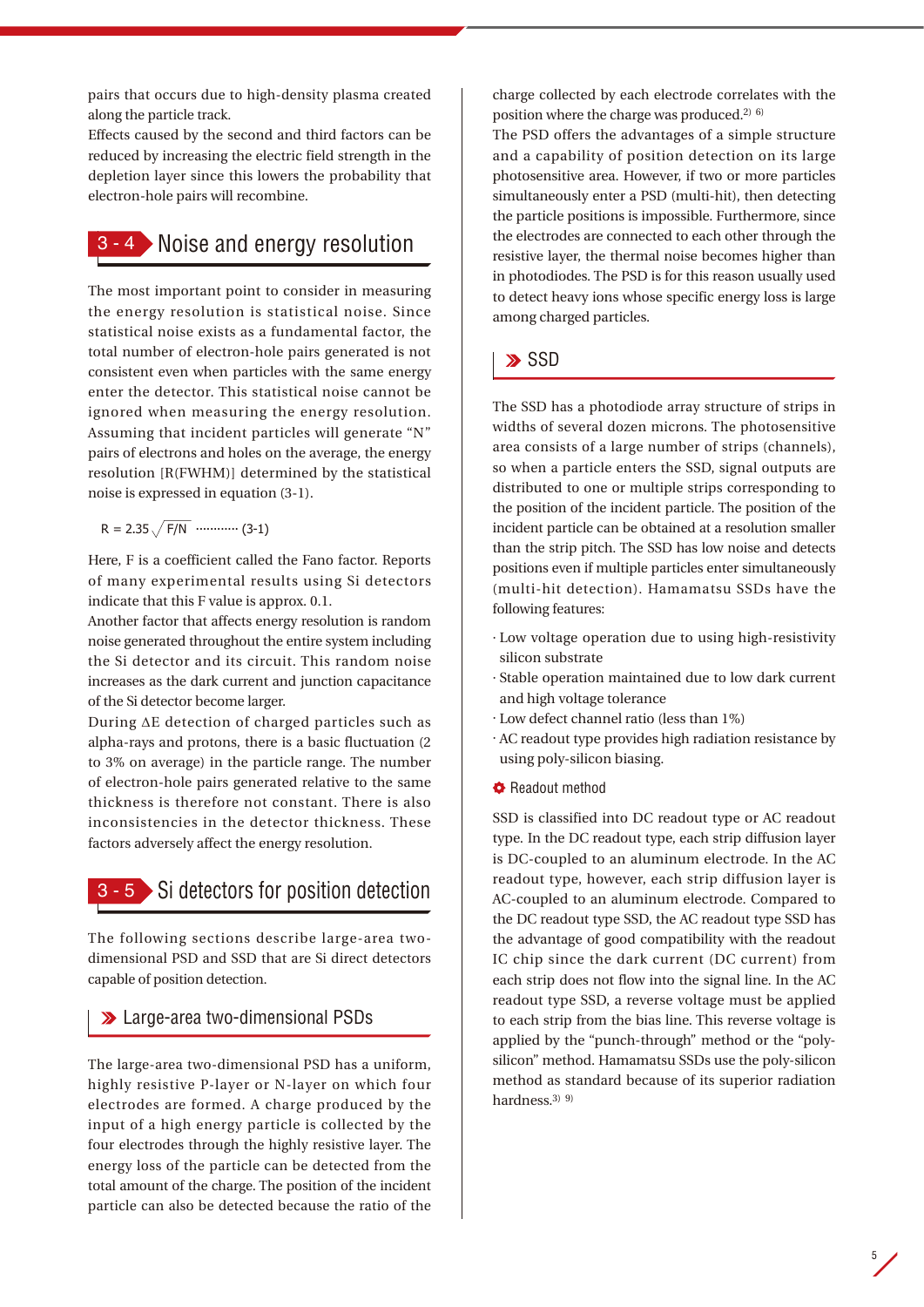pairs that occurs due to high-density plasma created along the particle track.
Effects caused by the second and third factors can be reduced by increasing the electric field strength in the depletion layer since this lowers the probability that electron-hole pairs will recombine.

## 3 - 4 Noise and energy resolution

The most important point to consider in measuring the energy resolution is statistical noise. Since statistical noise exists as a fundamental factor, the total number of electron-hole pairs generated is not consistent even when particles with the same energy enter the detector. This statistical noise cannot be ignored when measuring the energy resolution. Assuming that incident particles will generate "N" pairs of electrons and holes on the average, the energy resolution [R(FWHM)] determined by the statistical noise is expressed in equation (3-1).

$$R = 2.35\sqrt{F/N} \quad \cdots\cdots\cdots\cdots \text{(3-1)}$$

Here, F is a coefficient called the Fano factor. Reports of many experimental results using Si detectors indicate that this F value is approx. 0.1.
Another factor that affects energy resolution is random noise generated throughout the entire system including the Si detector and its circuit. This random noise increases as the dark current and junction capacitance of the Si detector become larger.
During ΔE detection of charged particles such as alpha-rays and protons, there is a basic fluctuation (2 to 3% on average) in the particle range. The number of electron-hole pairs generated relative to the same thickness is therefore not constant. There is also inconsistencies in the detector thickness. These factors adversely affect the energy resolution.

## 3 - 5 Si detectors for position detection

The following sections describe large-area two-dimensional PSD and SSD that are Si direct detectors capable of position detection.

### Large-area two-dimensional PSDs

The large-area two-dimensional PSD has a uniform, highly resistive P-layer or N-layer on which four electrodes are formed. A charge produced by the input of a high energy particle is collected by the four electrodes through the highly resistive layer. The energy loss of the particle can be detected from the total amount of the charge. The position of the incident particle can also be detected because the ratio of the charge collected by each electrode correlates with the position where the charge was produced.[2) 6)]
The PSD offers the advantages of a simple structure and a capability of position detection on its large photosensitive area. However, if two or more particles simultaneously enter a PSD (multi-hit), then detecting the particle positions is impossible. Furthermore, since the electrodes are connected to each other through the resistive layer, the thermal noise becomes higher than in photodiodes. The PSD is for this reason usually used to detect heavy ions whose specific energy loss is large among charged particles.

### SSD

The SSD has a photodiode array structure of strips in widths of several dozen microns. The photosensitive area consists of a large number of strips (channels), so when a particle enters the SSD, signal outputs are distributed to one or multiple strips corresponding to the position of the incident particle. The position of the incident particle can be obtained at a resolution smaller than the strip pitch. The SSD has low noise and detects positions even if multiple particles enter simultaneously (multi-hit detection). Hamamatsu SSDs have the following features:

- Low voltage operation due to using high-resistivity silicon substrate
- Stable operation maintained due to low dark current and high voltage tolerance
- Low defect channel ratio (less than 1%)
- AC readout type provides high radiation resistance by using poly-silicon biasing.

#### Readout method

SSD is classified into DC readout type or AC readout type. In the DC readout type, each strip diffusion layer is DC-coupled to an aluminum electrode. In the AC readout type, however, each strip diffusion layer is AC-coupled to an aluminum electrode. Compared to the DC readout type SSD, the AC readout type SSD has the advantage of good compatibility with the readout IC chip since the dark current (DC current) from each strip does not flow into the signal line. In the AC readout type SSD, a reverse voltage must be applied to each strip from the bias line. This reverse voltage is applied by the "punch-through" method or the "poly-silicon" method. Hamamatsu SSDs use the poly-silicon method as standard because of its superior radiation hardness.[3) 9)]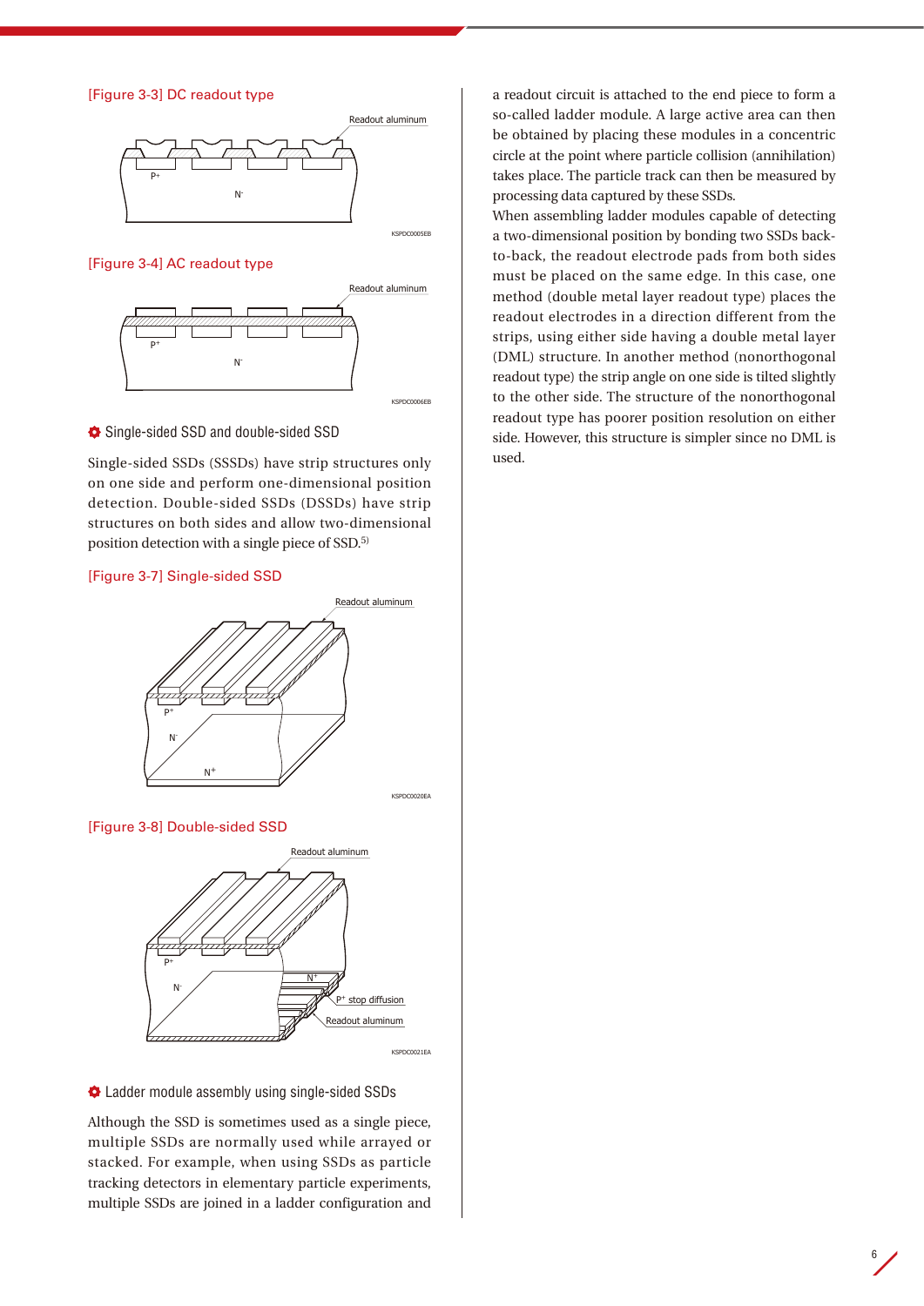[Figure 3-3] DC readout type

[Figure 3-4] AC readout type

### Single-sided SSD and double-sided SSD

Single-sided SSDs (SSSDs) have strip structures only on one side and perform one-dimensional position detection. Double-sided SSDs (DSSDs) have strip structures on both sides and allow two-dimensional position detection with a single piece of SSD.[5)]

[Figure 3-7] Single-sided SSD

[Figure 3-8] Double-sided SSD

### Ladder module assembly using single-sided SSDs

Although the SSD is sometimes used as a single piece, multiple SSDs are normally used while arrayed or stacked. For example, when using SSDs as particle tracking detectors in elementary particle experiments, multiple SSDs are joined in a ladder configuration and a readout circuit is attached to the end piece to form a so-called ladder module. A large active area can then be obtained by placing these modules in a concentric circle at the point where particle collision (annihilation) takes place. The particle track can then be measured by processing data captured by these SSDs.

When assembling ladder modules capable of detecting a two-dimensional position by bonding two SSDs back-to-back, the readout electrode pads from both sides must be placed on the same edge. In this case, one method (double metal layer readout type) places the readout electrodes in a direction different from the strips, using either side having a double metal layer (DML) structure. In another method (nonorthogonal readout type) the strip angle on one side is tilted slightly to the other side. The structure of the nonorthogonal readout type has poorer position resolution on either side. However, this structure is simpler since no DML is used.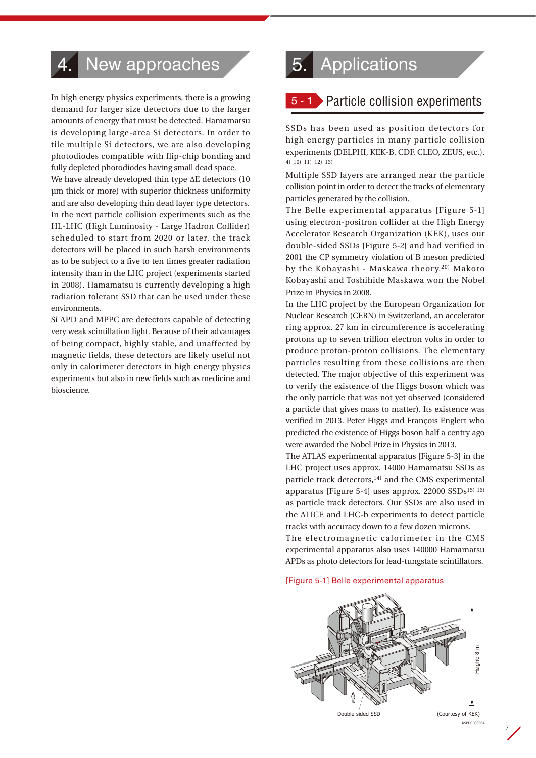# 4. New approaches

In high energy physics experiments, there is a growing demand for larger size detectors due to the larger amounts of energy that must be detected. Hamamatsu is developing large-area Si detectors. In order to tile multiple Si detectors, we are also developing photodiodes compatible with flip-chip bonding and fully depleted photodiodes having small dead space.

We have already developed thin type ΔE detectors (10 µm thick or more) with superior thickness uniformity and are also developing thin dead layer type detectors.

In the next particle collision experiments such as the HL-LHC (High Luminosity - Large Hadron Collider) scheduled to start from 2020 or later, the track detectors will be placed in such harsh environments as to be subject to a five to ten times greater radiation intensity than in the LHC project (experiments started in 2008). Hamamatsu is currently developing a high radiation tolerant SSD that can be used under these environments.

Si APD and MPPC are detectors capable of detecting very weak scintillation light. Because of their advantages of being compact, highly stable, and unaffected by magnetic fields, these detectors are likely useful not only in calorimeter detectors in high energy physics experiments but also in new fields such as medicine and bioscience.

# 5. Applications

## 5 - 1 Particle collision experiments

SSDs has been used as position detectors for high energy particles in many particle collision experiments (DELPHI, KEK-B, CDF, CLEO, ZEUS, etc.).[4) 10) 11) 12) 13)]

Multiple SSD layers are arranged near the particle collision point in order to detect the tracks of elementary particles generated by the collision.

The Belle experimental apparatus [Figure 5-1] using electron-positron collider at the High Energy Accelerator Research Organization (KEK), uses our double-sided SSDs [Figure 5-2] and had verified in 2001 the CP symmetry violation of B meson predicted by the Kobayashi - Maskawa theory.[20)] Makoto Kobayashi and Toshihide Maskawa won the Nobel Prize in Physics in 2008.

In the LHC project by the European Organization for Nuclear Research (CERN) in Switzerland, an accelerator ring approx. 27 km in circumference is accelerating protons up to seven trillion electron volts in order to produce proton-proton collisions. The elementary particles resulting from these collisions are then detected. The major objective of this experiment was to verify the existence of the Higgs boson which was the only particle that was not yet observed (considered a particle that gives mass to matter). Its existence was verified in 2013. Peter Higgs and François Englert who predicted the existence of Higgs boson half a centry ago were awarded the Nobel Prize in Physics in 2013.

The ATLAS experimental apparatus [Figure 5-3] in the LHC project uses approx. 14000 Hamamatsu SSDs as particle track detectors,[14)] and the CMS experimental apparatus [Figure 5-4] uses approx. 22000 SSDs[15) 16)] as particle track detectors. Our SSDs are also used in the ALICE and LHC-b experiments to detect particle tracks with accuracy down to a few dozen microns.

The electromagnetic calorimeter in the CMS experimental apparatus also uses 140000 Hamamatsu APDs as photo detectors for lead-tungstate scintillators.

[Figure 5-1] Belle experimental apparatus

Double-sided SSD

Height: 8 m

(Courtesy of KEK)

KSPDC0085EA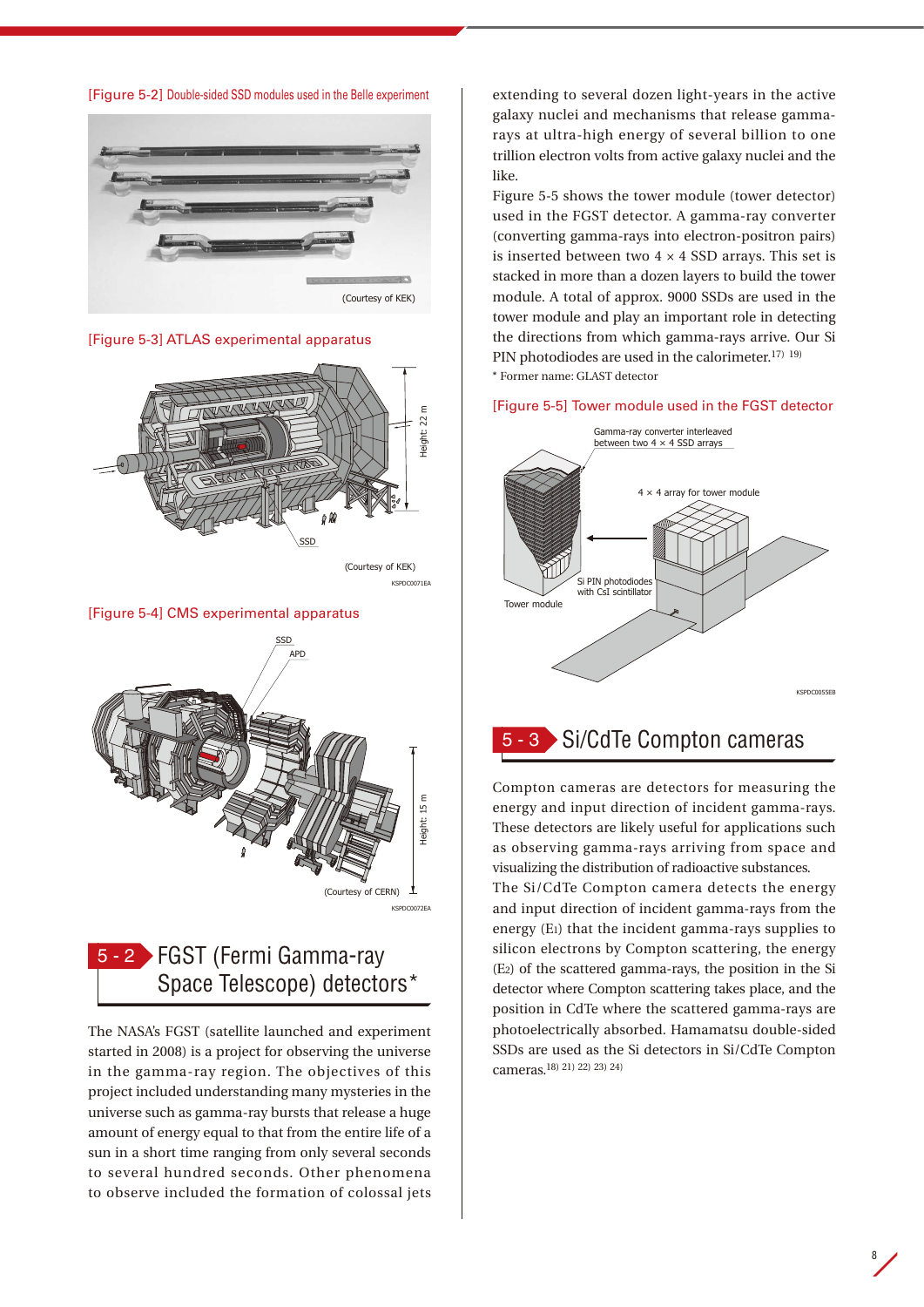[Figure 5-2] Double-sided SSD modules used in the Belle experiment

(Courtesy of KEK)

[Figure 5-3] ATLAS experimental apparatus

SSD

Height: 22 m

(Courtesy of KEK)

KSPDC0071EA

[Figure 5-4] CMS experimental apparatus

SSD

APD

Height: 15 m

(Courtesy of CERN)

KSPDC0072EA

## 5 - 2 FGST (Fermi Gamma-ray Space Telescope) detectors*

The NASA's FGST (satellite launched and experiment started in 2008) is a project for observing the universe in the gamma-ray region. The objectives of this project included understanding many mysteries in the universe such as gamma-ray bursts that release a huge amount of energy equal to that from the entire life of a sun in a short time ranging from only several seconds to several hundred seconds. Other phenomena to observe included the formation of colossal jets extending to several dozen light-years in the active galaxy nuclei and mechanisms that release gamma-rays at ultra-high energy of several billion to one trillion electron volts from active galaxy nuclei and the like.

Figure 5-5 shows the tower module (tower detector) used in the FGST detector. A gamma-ray converter (converting gamma-rays into electron-positron pairs) is inserted between two 4 × 4 SSD arrays. This set is stacked in more than a dozen layers to build the tower module. A total of approx. 9000 SSDs are used in the tower module and play an important role in detecting the directions from which gamma-rays arrive. Our Si PIN photodiodes are used in the calorimeter.[17) 19)]

\* Former name: GLAST detector

[Figure 5-5] Tower module used in the FGST detector

Gamma-ray converter interleaved between two 4 × 4 SSD arrays

4 × 4 array for tower module

Si PIN photodiodes with CsI scintillator

Tower module

KSPDC0055EB

## 5 - 3 Si/CdTe Compton cameras

Compton cameras are detectors for measuring the energy and input direction of incident gamma-rays. These detectors are likely useful for applications such as observing gamma-rays arriving from space and visualizing the distribution of radioactive substances.

The Si/CdTe Compton camera detects the energy and input direction of incident gamma-rays from the energy ($E_1$) that the incident gamma-rays supplies to silicon electrons by Compton scattering, the energy ($E_2$) of the scattered gamma-rays, the position in the Si detector where Compton scattering takes place, and the position in CdTe where the scattered gamma-rays are photoelectrically absorbed. Hamamatsu double-sided SSDs are used as the Si detectors in Si/CdTe Compton cameras.[18) 21) 22) 23) 24)]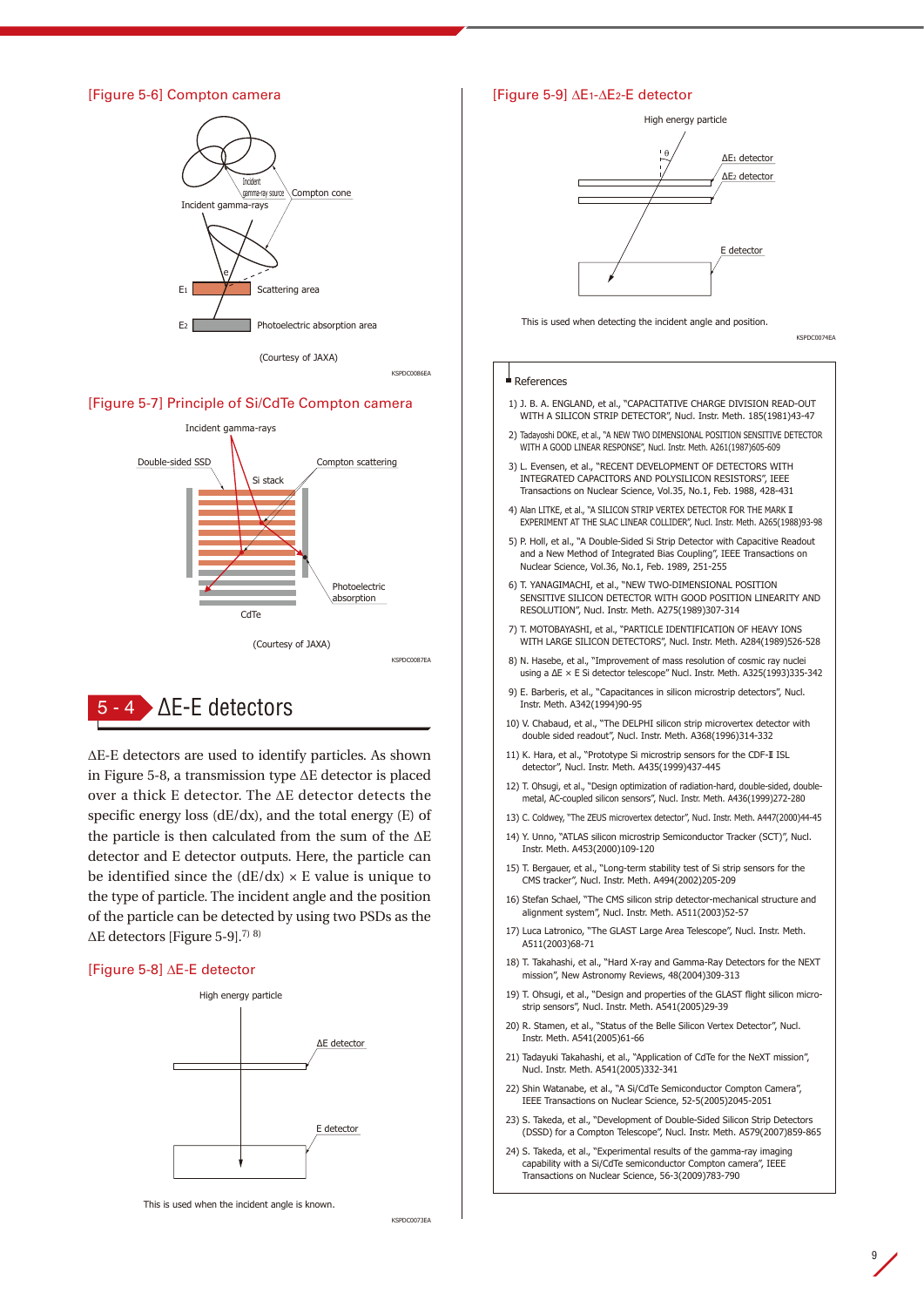[Figure 5-6] Compton camera

Incident gamma-ray source

Compton cone

Incident gamma-rays

$E_1$ Scattering area

$E_2$ Photoelectric absorption area

(Courtesy of JAXA)

KSPDC0086EA

[Figure 5-7] Principle of Si/CdTe Compton camera

Incident gamma-rays

Double-sided SSD

Compton scattering

Si stack

Photoelectric absorption

CdTe

(Courtesy of JAXA)

KSPDC0087EA

## 5 - 4 ΔE-E detectors

ΔE-E detectors are used to identify particles. As shown in Figure 5-8, a transmission type ΔE detector is placed over a thick E detector. The ΔE detector detects the specific energy loss (dE/dx), and the total energy (E) of the particle is then calculated from the sum of the ΔE detector and E detector outputs. Here, the particle can be identified since the (dE/dx) × E value is unique to the type of particle. The incident angle and the position of the particle can be detected by using two PSDs as the ΔE detectors [Figure 5-9].[7) 8)]

[Figure 5-8] ΔE-E detector

High energy particle

ΔE detector

E detector

This is used when the incident angle is known.

KSPDC0073EA

[Figure 5-9] $\Delta E_1$-$\Delta E_2$-E detector

High energy particle

θ

$\Delta E_1$ detector

$\Delta E_2$ detector

E detector

This is used when detecting the incident angle and position.

KSPDC0074EA

### References

1) J. B. A. ENGLAND, et al., "CAPACITATIVE CHARGE DIVISION READ-OUT WITH A SILICON STRIP DETECTOR", Nucl. Instr. Meth. 185(1981)43-47
2) Tadayoshi DOKE, et al., "A NEW TWO DIMENSIONAL POSITION SENSITIVE DETECTOR WITH A GOOD LINEAR RESPONSE", Nucl. Instr. Meth. A261(1987)605-609
3) L. Evensen, et al., "RECENT DEVELOPMENT OF DETECTORS WITH INTEGRATED CAPACITORS AND POLYSILICON RESISTORS", IEEE Transactions on Nuclear Science, Vol.35, No.1, Feb. 1988, 428-431
4) Alan LITKE, et al., "A SILICON STRIP VERTEX DETECTOR FOR THE MARK II EXPERIMENT AT THE SLAC LINEAR COLLIDER", Nucl. Instr. Meth. A265(1988)93-98
5) P. Holl, et al., "A Double-Sided Si Strip Detector with Capacitive Readout and a New Method of Integrated Bias Coupling", IEEE Transactions on Nuclear Science, Vol.36, No.1, Feb. 1989, 251-255
6) T. YANAGIMACHI, et al., "NEW TWO-DIMENSIONAL POSITION SENSITIVE SILICON DETECTOR WITH GOOD POSITION LINEARITY AND RESOLUTION", Nucl. Instr. Meth. A275(1989)307-314
7) T. MOTOBAYASHI, et al., "PARTICLE IDENTIFICATION OF HEAVY IONS WITH LARGE SILICON DETECTORS", Nucl. Instr. Meth. A284(1989)526-528
8) N. Hasebe, et al., "Improvement of mass resolution of cosmic ray nuclei using a ΔE × E Si detector telescope" Nucl. Instr. Meth. A325(1993)335-342
9) E. Barberis, et al., "Capacitances in silicon microstrip detectors", Nucl. Instr. Meth. A342(1994)90-95
10) V. Chabaud, et al., "The DELPHI silicon strip microvertex detector with double sided readout", Nucl. Instr. Meth. A368(1996)314-332
11) K. Hara, et al., "Prototype Si microstrip sensors for the CDF-II ISL detector", Nucl. Instr. Meth. A435(1999)437-445
12) T. Ohsugi, et al., "Design optimization of radiation-hard, double-sided, double-metal, AC-coupled silicon sensors", Nucl. Instr. Meth. A436(1999)272-280
13) C. Coldwey, "The ZEUS microvertex detector", Nucl. Instr. Meth. A447(2000)44-45
14) Y. Unno, "ATLAS silicon microstrip Semiconductor Tracker (SCT)", Nucl. Instr. Meth. A453(2000)109-120
15) T. Bergauer, et al., "Long-term stability test of Si strip sensors for the CMS tracker", Nucl. Instr. Meth. A494(2002)205-209
16) Stefan Schael, "The CMS silicon strip detector-mechanical structure and alignment system", Nucl. Instr. Meth. A511(2003)52-57
17) Luca Latronico, "The GLAST Large Area Telescope", Nucl. Instr. Meth. A511(2003)68-71
18) T. Takahashi, et al., "Hard X-ray and Gamma-Ray Detectors for the NEXT mission", New Astronomy Reviews, 48(2004)309-313
19) T. Ohsugi, et al., "Design and properties of the GLAST flight silicon micro-strip sensors", Nucl. Instr. Meth. A541(2005)29-39
20) R. Stamen, et al., "Status of the Belle Silicon Vertex Detector", Nucl. Instr. Meth. A541(2005)61-66
21) Tadayuki Takahashi, et al., "Application of CdTe for the NeXT mission", Nucl. Instr. Meth. A541(2005)332-341
22) Shin Watanabe, et al., "A Si/CdTe Semiconductor Compton Camera", IEEE Transactions on Nuclear Science, 52-5(2005)2045-2051
23) S. Takeda, et al., "Development of Double-Sided Silicon Strip Detectors (DSSD) for a Compton Telescope", Nucl. Instr. Meth. A579(2007)859-865
24) S. Takeda, et al., "Experimental results of the gamma-ray imaging capability with a Si/CdTe semiconductor Compton camera", IEEE Transactions on Nuclear Science, 56-3(2009)783-790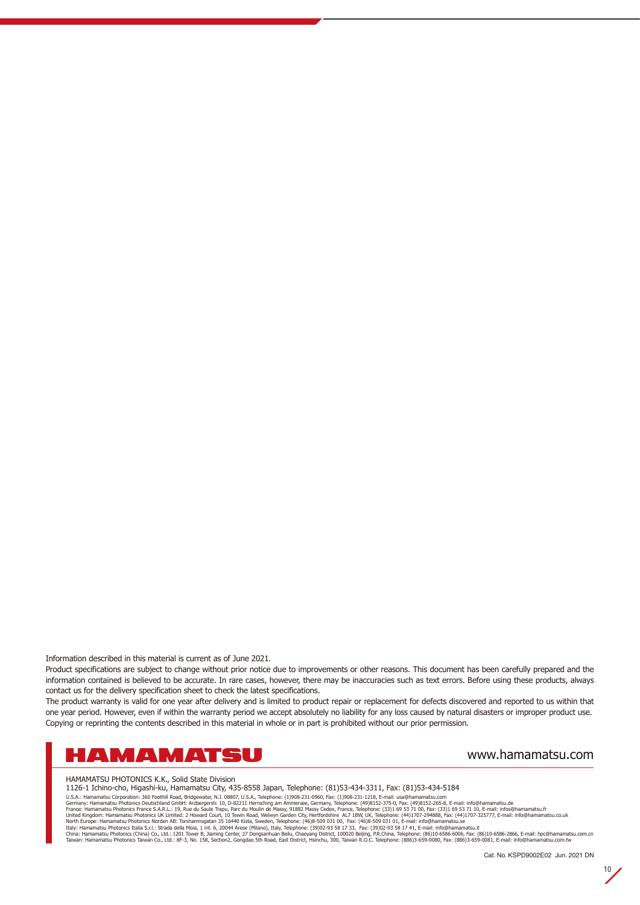Information described in this material is current as of June 2021.

Product specifications are subject to change without prior notice due to improvements or other reasons. This document has been carefully prepared and the information contained is believed to be accurate. In rare cases, however, there may be inaccuracies such as text errors. Before using these products, always contact us for the delivery specification sheet to check the latest specifications.

The product warranty is valid for one year after delivery and is limited to product repair or replacement for defects discovered and reported to us within that one year period. However, even if within the warranty period we accept absolutely no liability for any loss caused by natural disasters or improper product use.

Copying or reprinting the contents described in this material in whole or in part is prohibited without our prior permission.

**HAMAMATSU**

www.hamamatsu.com

HAMAMATSU PHOTONICS K.K., Solid State Division

1126-1 Ichino-cho, Higashi-ku, Hamamatsu City, 435-8558 Japan, Telephone: (81)53-434-3311, Fax: (81)53-434-5184

U.S.A.: Hamamatsu Corporation: 360 Foothill Road, Bridgewater, N.J. 08807, U.S.A., Telephone: (1)908-231-0960, Fax: (1)908-231-1218, E-mail: usa@hamamatsu.com

Germany: Hamamatsu Photonics Deutschland GmbH: Arzbergerstr. 10, D-82211 Herrsching am Ammersee, Germany, Telephone: (49)8152-375-0, Fax: (49)8152-265-8, E-mail: info@hamamatsu.de

France: Hamamatsu Photonics France S.A.R.L.: 19, Rue du Saule Trapu, Parc du Moulin de Massy, 91882 Massy Cedex, France, Telephone: (33)1 69 53 71 00, Fax: (33)1 69 53 71 10, E-mail: infos@hamamatsu.fr

United Kingdom: Hamamatsu Photonics UK Limited: 2 Howard Court, 10 Tewin Road, Welwyn Garden City, Hertfordshire AL7 1BW, UK, Telephone: (44)1707-294888, Fax: (44)1707-325777, E-mail: info@hamamatsu.co.uk

North Europe: Hamamatsu Photonics Norden AB: Torshamnsgatan 35 16440 Kista, Sweden, Telephone: (46)8-509 031 00, Fax: (46)8-509 031 01, E-mail: info@hamamatsu.se

Italy: Hamamatsu Photonics Italia S.r.l.: Strada della Moia, 1 int. 6, 20044 Arese (Milano), Italy, Telephone: (39)02-93 58 17 33, Fax: (39)02-93 58 17 41, E-mail: info@hamamatsu.it

China: Hamamatsu Photonics (China) Co., Ltd.: 1201 Tower B, Jiaming Center, 27 Dongsanhuan Beilu, Chaoyang District, 100020 Beijing, P.R.China, Telephone: (86)10-6586-6006, Fax: (86)10-6586-2866, E-mail: hpc@hamamatsu.com.cn

Taiwan: Hamamatsu Photonics Taiwan Co., Ltd.: 8F-3, No. 158, Section2, Gongdao 5th Road, East District, Hsinchu, 300, Taiwan R.O.C. Telephone: (886)3-659-0080, Fax: (886)3-659-0081, E-mail: info@hamamatsu.com.tw

Cat. No. KSPD9002E02 Jun. 2021 DN